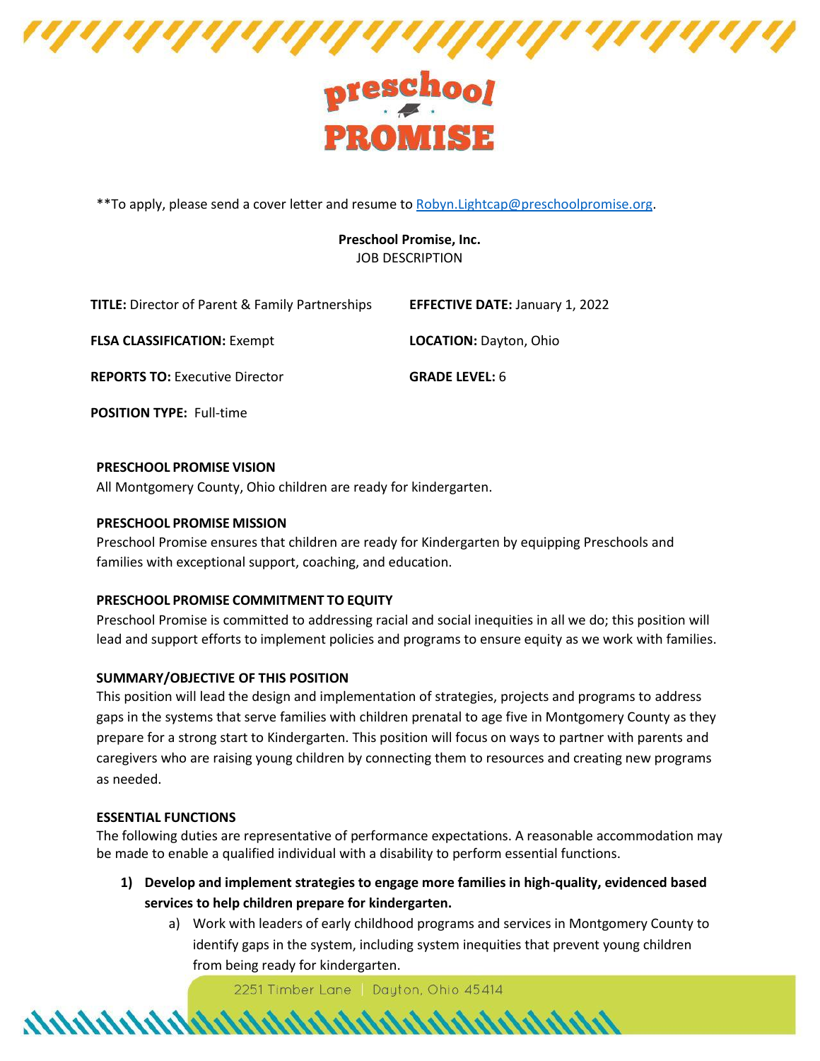**To apply, please send a cover letter and resume to [Robyn.Lightcap@preschoolpromise.org](mailto:Robyn.Lightcap@preschoolpromise.org).

**Preschool Promise, Inc.**
JOB DESCRIPTION

**TITLE:** Director of Parent & Family Partnerships

**EFFECTIVE DATE:** January 1, 2022

**FLSA CLASSIFICATION:** Exempt

**LOCATION:** Dayton, Ohio

**REPORTS TO:** Executive Director

**GRADE LEVEL:** 6

**POSITION TYPE:** Full-time

**PRESCHOOL PROMISE VISION**

All Montgomery County, Ohio children are ready for kindergarten.

**PRESCHOOL PROMISE MISSION**

Preschool Promise ensures that children are ready for Kindergarten by equipping Preschools and families with exceptional support, coaching, and education.

**PRESCHOOL PROMISE COMMITMENT TO EQUITY**

Preschool Promise is committed to addressing racial and social inequities in all we do; this position will lead and support efforts to implement policies and programs to ensure equity as we work with families.

**SUMMARY/OBJECTIVE OF THIS POSITION**

This position will lead the design and implementation of strategies, projects and programs to address gaps in the systems that serve families with children prenatal to age five in Montgomery County as they prepare for a strong start to Kindergarten. This position will focus on ways to partner with parents and caregivers who are raising young children by connecting them to resources and creating new programs as needed.

**ESSENTIAL FUNCTIONS**

The following duties are representative of performance expectations. A reasonable accommodation may be made to enable a qualified individual with a disability to perform essential functions.

1) **Develop and implement strategies to engage more families in high-quality, evidenced based services to help children prepare for kindergarten.**
   a) Work with leaders of early childhood programs and services in Montgomery County to identify gaps in the system, including system inequities that prevent young children from being ready for kindergarten.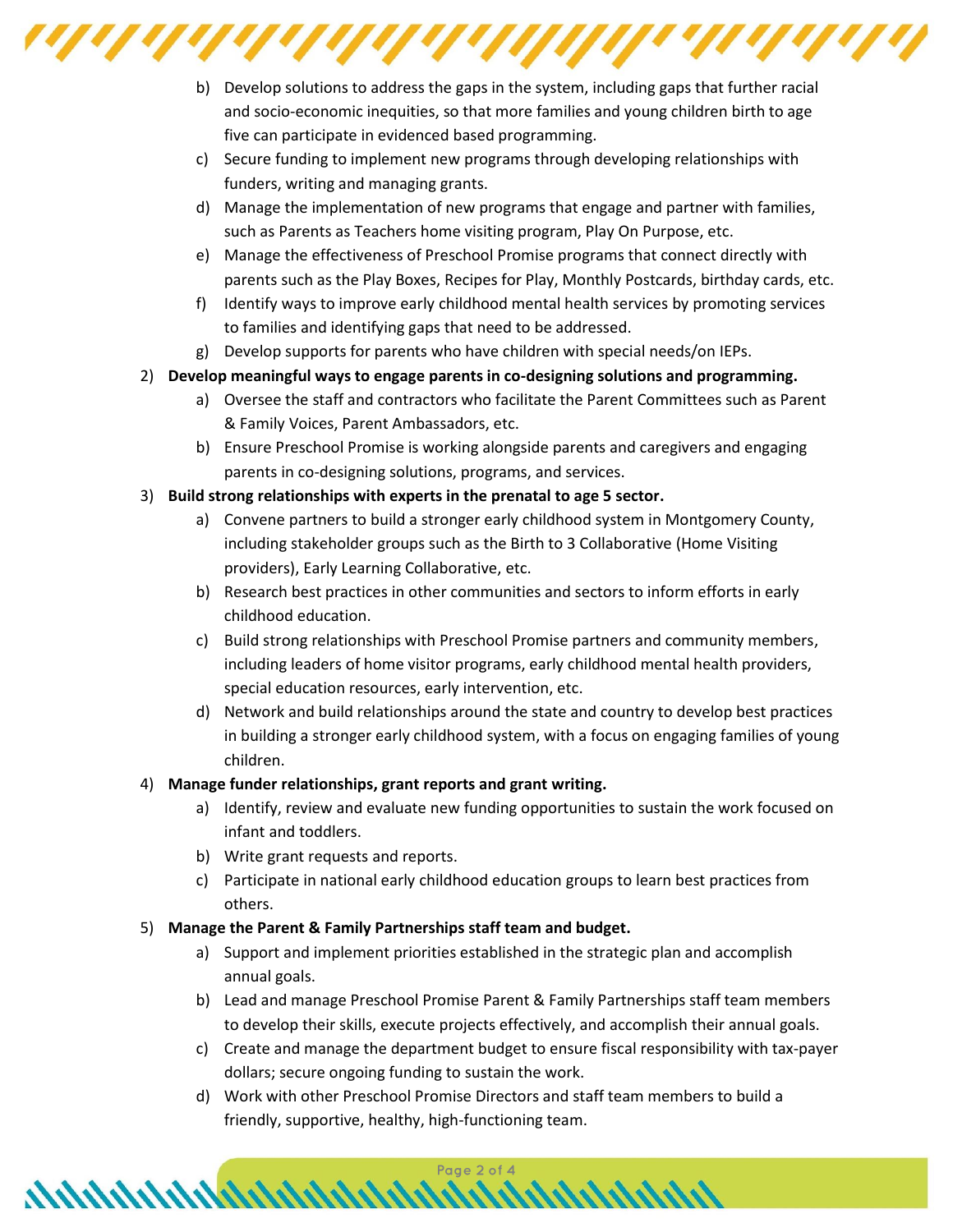b) Develop solutions to address the gaps in the system, including gaps that further racial and socio-economic inequities, so that more families and young children birth to age five can participate in evidenced based programming.
   c) Secure funding to implement new programs through developing relationships with funders, writing and managing grants.
   d) Manage the implementation of new programs that engage and partner with families, such as Parents as Teachers home visiting program, Play On Purpose, etc.
   e) Manage the effectiveness of Preschool Promise programs that connect directly with parents such as the Play Boxes, Recipes for Play, Monthly Postcards, birthday cards, etc.
   f) Identify ways to improve early childhood mental health services by promoting services to families and identifying gaps that need to be addressed.
   g) Develop supports for parents who have children with special needs/on IEPs.

2) **Develop meaningful ways to engage parents in co-designing solutions and programming.**
   a) Oversee the staff and contractors who facilitate the Parent Committees such as Parent & Family Voices, Parent Ambassadors, etc.
   b) Ensure Preschool Promise is working alongside parents and caregivers and engaging parents in co-designing solutions, programs, and services.

3) **Build strong relationships with experts in the prenatal to age 5 sector.**
   a) Convene partners to build a stronger early childhood system in Montgomery County, including stakeholder groups such as the Birth to 3 Collaborative (Home Visiting providers), Early Learning Collaborative, etc.
   b) Research best practices in other communities and sectors to inform efforts in early childhood education.
   c) Build strong relationships with Preschool Promise partners and community members, including leaders of home visitor programs, early childhood mental health providers, special education resources, early intervention, etc.
   d) Network and build relationships around the state and country to develop best practices in building a stronger early childhood system, with a focus on engaging families of young children.

4) **Manage funder relationships, grant reports and grant writing.**
   a) Identify, review and evaluate new funding opportunities to sustain the work focused on infant and toddlers.
   b) Write grant requests and reports.
   c) Participate in national early childhood education groups to learn best practices from others.

5) **Manage the Parent & Family Partnerships staff team and budget.**
   a) Support and implement priorities established in the strategic plan and accomplish annual goals.
   b) Lead and manage Preschool Promise Parent & Family Partnerships staff team members to develop their skills, execute projects effectively, and accomplish their annual goals.
   c) Create and manage the department budget to ensure fiscal responsibility with tax-payer dollars; secure ongoing funding to sustain the work.
   d) Work with other Preschool Promise Directors and staff team members to build a friendly, supportive, healthy, high-functioning team.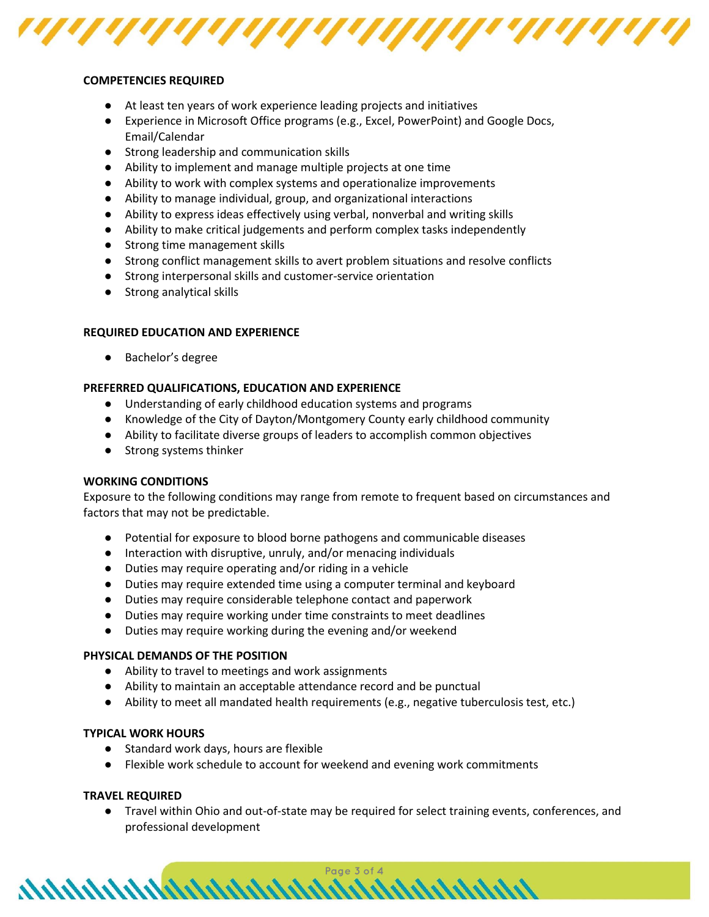### COMPETENCIES REQUIRED

- At least ten years of work experience leading projects and initiatives
- Experience in Microsoft Office programs (e.g., Excel, PowerPoint) and Google Docs, Email/Calendar
- Strong leadership and communication skills
- Ability to implement and manage multiple projects at one time
- Ability to work with complex systems and operationalize improvements
- Ability to manage individual, group, and organizational interactions
- Ability to express ideas effectively using verbal, nonverbal and writing skills
- Ability to make critical judgements and perform complex tasks independently
- Strong time management skills
- Strong conflict management skills to avert problem situations and resolve conflicts
- Strong interpersonal skills and customer-service orientation
- Strong analytical skills

### REQUIRED EDUCATION AND EXPERIENCE

- Bachelor's degree

### PREFERRED QUALIFICATIONS, EDUCATION AND EXPERIENCE

- Understanding of early childhood education systems and programs
- Knowledge of the City of Dayton/Montgomery County early childhood community
- Ability to facilitate diverse groups of leaders to accomplish common objectives
- Strong systems thinker

### WORKING CONDITIONS

Exposure to the following conditions may range from remote to frequent based on circumstances and factors that may not be predictable.

- Potential for exposure to blood borne pathogens and communicable diseases
- Interaction with disruptive, unruly, and/or menacing individuals
- Duties may require operating and/or riding in a vehicle
- Duties may require extended time using a computer terminal and keyboard
- Duties may require considerable telephone contact and paperwork
- Duties may require working under time constraints to meet deadlines
- Duties may require working during the evening and/or weekend

### PHYSICAL DEMANDS OF THE POSITION

- Ability to travel to meetings and work assignments
- Ability to maintain an acceptable attendance record and be punctual
- Ability to meet all mandated health requirements (e.g., negative tuberculosis test, etc.)

### TYPICAL WORK HOURS

- Standard work days, hours are flexible
- Flexible work schedule to account for weekend and evening work commitments

### TRAVEL REQUIRED

- Travel within Ohio and out-of-state may be required for select training events, conferences, and professional development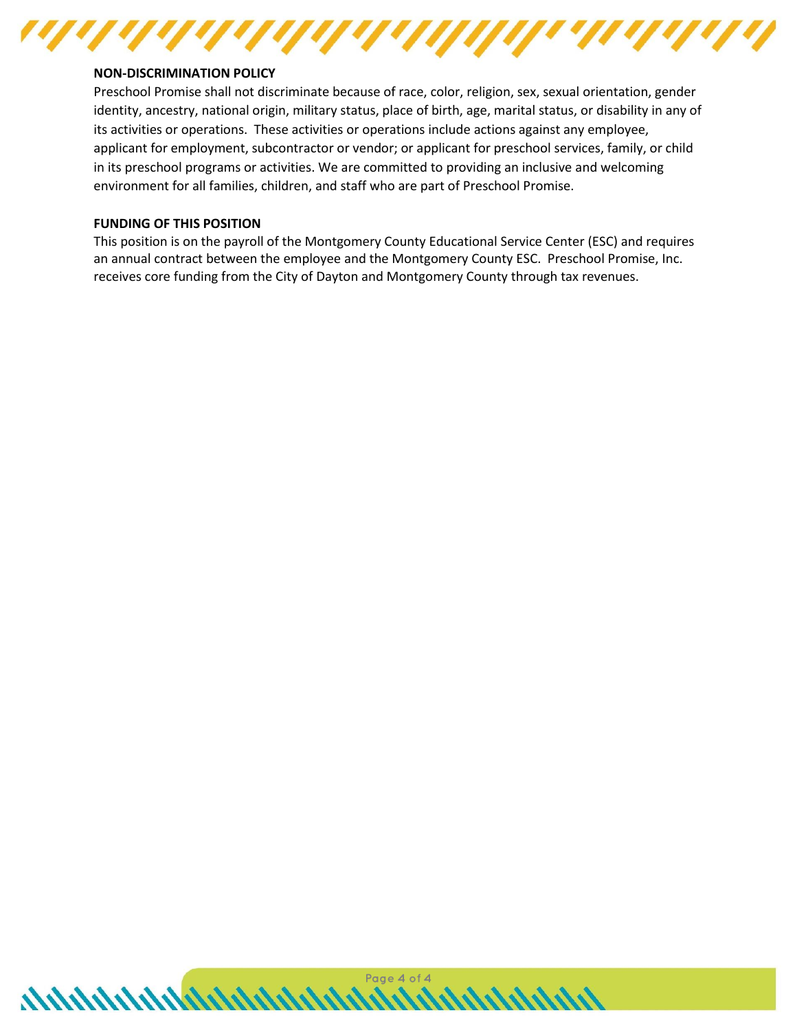**NON-DISCRIMINATION POLICY**

Preschool Promise shall not discriminate because of race, color, religion, sex, sexual orientation, gender identity, ancestry, national origin, military status, place of birth, age, marital status, or disability in any of its activities or operations. These activities or operations include actions against any employee, applicant for employment, subcontractor or vendor; or applicant for preschool services, family, or child in its preschool programs or activities. We are committed to providing an inclusive and welcoming environment for all families, children, and staff who are part of Preschool Promise.

**FUNDING OF THIS POSITION**

This position is on the payroll of the Montgomery County Educational Service Center (ESC) and requires an annual contract between the employee and the Montgomery County ESC. Preschool Promise, Inc. receives core funding from the City of Dayton and Montgomery County through tax revenues.